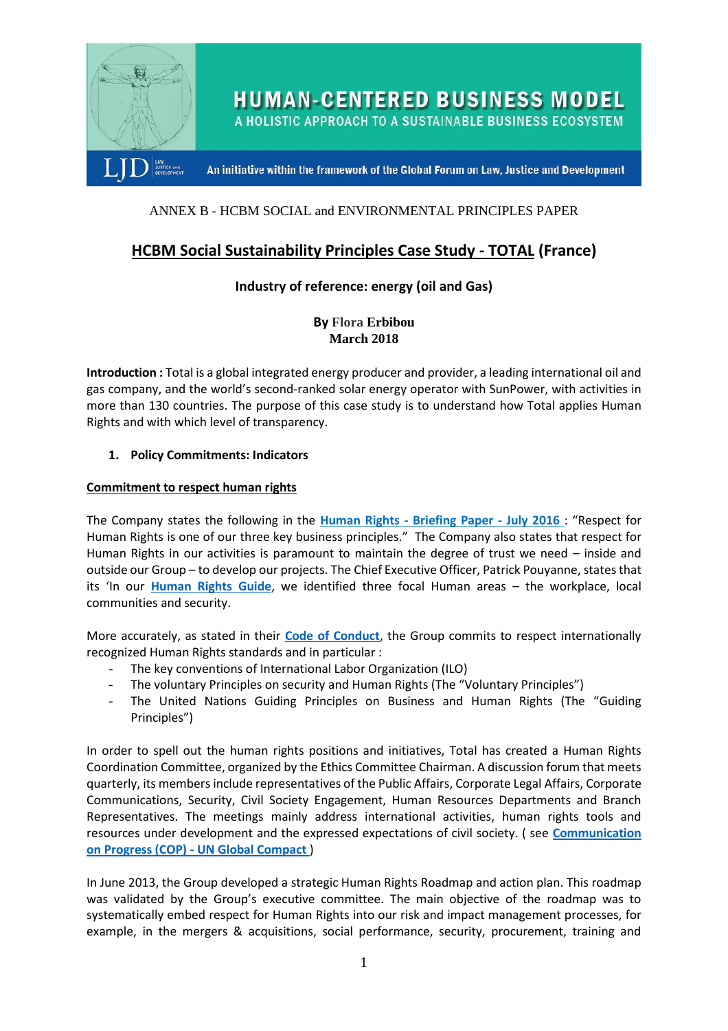# HUMAN-CENTERED BUSINESS MODEL

A HOLISTIC APPROACH TO A SUSTAINABLE BUSINESS ECOSYSTEM

An initiative within the framework of the Global Forum on Law, Justice and Development

ANNEX B - HCBM SOCIAL and ENVIRONMENTAL PRINCIPLES PAPER

## HCBM Social Sustainability Principles Case Study - TOTAL (France)

**Industry of reference: energy (oil and Gas)**

**By Flora Erbibou**
**March 2018**

**Introduction :** Total is a global integrated energy producer and provider, a leading international oil and gas company, and the world's second-ranked solar energy operator with SunPower, with activities in more than 130 countries. The purpose of this case study is to understand how Total applies Human Rights and with which level of transparency.

### 1. Policy Commitments: Indicators

**Commitment to respect human rights**

The Company states the following in the **Human Rights - Briefing Paper - July 2016** : "Respect for Human Rights is one of our three key business principles." The Company also states that respect for Human Rights in our activities is paramount to maintain the degree of trust we need – inside and outside our Group – to develop our projects. The Chief Executive Officer, Patrick Pouyanne, states that its 'In our **Human Rights Guide**, we identified three focal Human areas – the workplace, local communities and security.

More accurately, as stated in their **Code of Conduct**, the Group commits to respect internationally recognized Human Rights standards and in particular :

- The key conventions of International Labor Organization (ILO)
- The voluntary Principles on security and Human Rights (The "Voluntary Principles")
- The United Nations Guiding Principles on Business and Human Rights (The "Guiding Principles")

In order to spell out the human rights positions and initiatives, Total has created a Human Rights Coordination Committee, organized by the Ethics Committee Chairman. A discussion forum that meets quarterly, its members include representatives of the Public Affairs, Corporate Legal Affairs, Corporate Communications, Security, Civil Society Engagement, Human Resources Departments and Branch Representatives. The meetings mainly address international activities, human rights tools and resources under development and the expressed expectations of civil society. ( see **Communication on Progress (COP) - UN Global Compact** )

In June 2013, the Group developed a strategic Human Rights Roadmap and action plan. This roadmap was validated by the Group's executive committee. The main objective of the roadmap was to systematically embed respect for Human Rights into our risk and impact management processes, for example, in the mergers & acquisitions, social performance, security, procurement, training and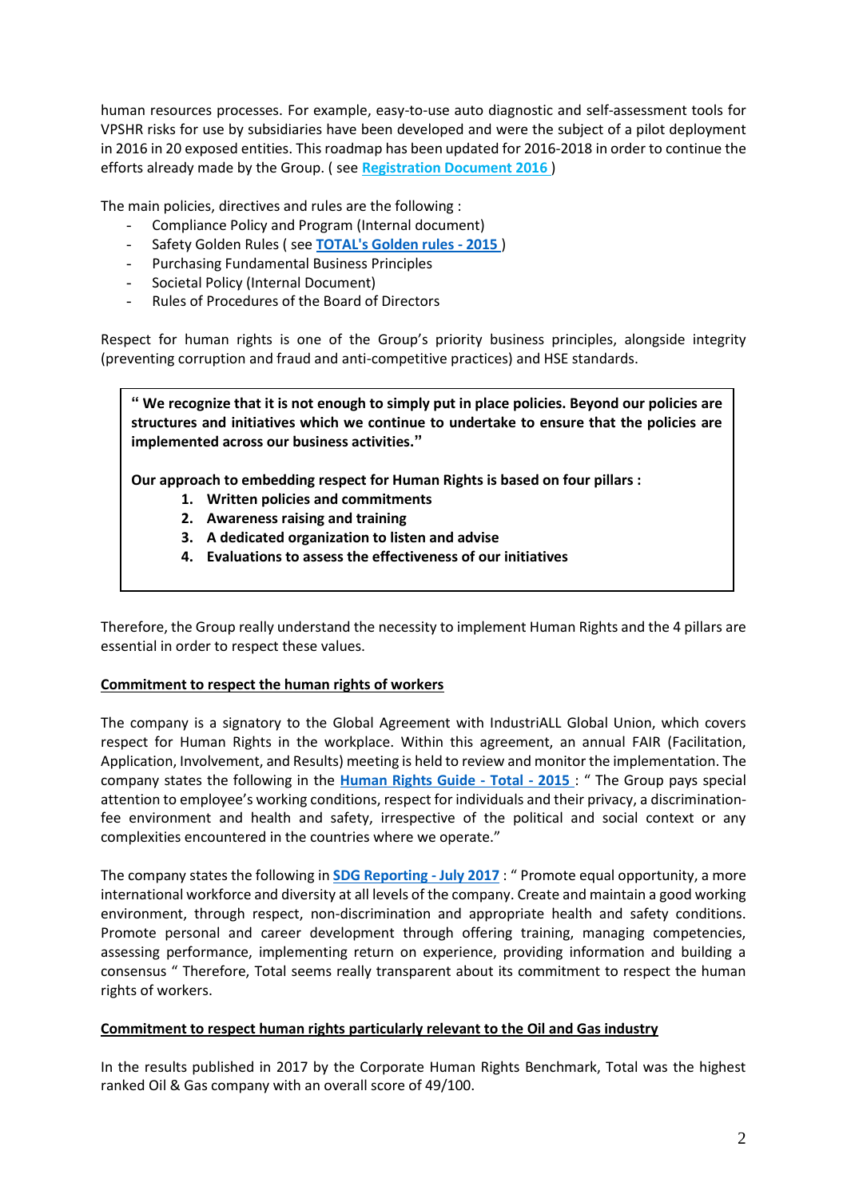human resources processes. For example, easy-to-use auto diagnostic and self-assessment tools for VPSHR risks for use by subsidiaries have been developed and were the subject of a pilot deployment in 2016 in 20 exposed entities. This roadmap has been updated for 2016-2018 in order to continue the efforts already made by the Group. ( see **Registration Document 2016** )

The main policies, directives and rules are the following :

- Compliance Policy and Program (Internal document)
- Safety Golden Rules ( see **TOTAL's Golden rules - 2015** )
- Purchasing Fundamental Business Principles
- Societal Policy (Internal Document)
- Rules of Procedures of the Board of Directors

Respect for human rights is one of the Group's priority business principles, alongside integrity (preventing corruption and fraud and anti-competitive practices) and HSE standards.

> **" We recognize that it is not enough to simply put in place policies. Beyond our policies are structures and initiatives which we continue to undertake to ensure that the policies are implemented across our business activities."**
>
> **Our approach to embedding respect for Human Rights is based on four pillars :**
>
> 1. **Written policies and commitments**
> 2. **Awareness raising and training**
> 3. **A dedicated organization to listen and advise**
> 4. **Evaluations to assess the effectiveness of our initiatives**

Therefore, the Group really understand the necessity to implement Human Rights and the 4 pillars are essential in order to respect these values.

**Commitment to respect the human rights of workers**

The company is a signatory to the Global Agreement with IndustriALL Global Union, which covers respect for Human Rights in the workplace. Within this agreement, an annual FAIR (Facilitation, Application, Involvement, and Results) meeting is held to review and monitor the implementation. The company states the following in the **Human Rights Guide - Total - 2015** : " The Group pays special attention to employee's working conditions, respect for individuals and their privacy, a discrimination-fee environment and health and safety, irrespective of the political and social context or any complexities encountered in the countries where we operate."

The company states the following in **SDG Reporting - July 2017** : " Promote equal opportunity, a more international workforce and diversity at all levels of the company. Create and maintain a good working environment, through respect, non-discrimination and appropriate health and safety conditions. Promote personal and career development through offering training, managing competencies, assessing performance, implementing return on experience, providing information and building a consensus " Therefore, Total seems really transparent about its commitment to respect the human rights of workers.

**Commitment to respect human rights particularly relevant to the Oil and Gas industry**

In the results published in 2017 by the Corporate Human Rights Benchmark, Total was the highest ranked Oil & Gas company with an overall score of 49/100.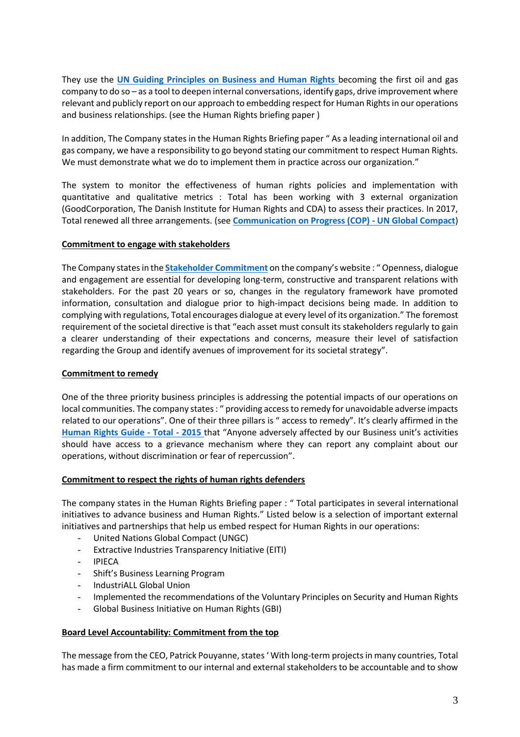They use the **UN Guiding Principles on Business and Human Rights** becoming the first oil and gas company to do so – as a tool to deepen internal conversations, identify gaps, drive improvement where relevant and publicly report on our approach to embedding respect for Human Rights in our operations and business relationships. (see the Human Rights briefing paper )

In addition, The Company states in the Human Rights Briefing paper " As a leading international oil and gas company, we have a responsibility to go beyond stating our commitment to respect Human Rights. We must demonstrate what we do to implement them in practice across our organization."

The system to monitor the effectiveness of human rights policies and implementation with quantitative and qualitative metrics : Total has been working with 3 external organization (GoodCorporation, The Danish Institute for Human Rights and CDA) to assess their practices. In 2017, Total renewed all three arrangements. (see **Communication on Progress (COP) - UN Global Compact**)

**Commitment to engage with stakeholders**

The Company states in the **Stakeholder Commitment** on the company's website : " Openness, dialogue and engagement are essential for developing long-term, constructive and transparent relations with stakeholders. For the past 20 years or so, changes in the regulatory framework have promoted information, consultation and dialogue prior to high-impact decisions being made. In addition to complying with regulations, Total encourages dialogue at every level of its organization." The foremost requirement of the societal directive is that "each asset must consult its stakeholders regularly to gain a clearer understanding of their expectations and concerns, measure their level of satisfaction regarding the Group and identify avenues of improvement for its societal strategy".

**Commitment to remedy**

One of the three priority business principles is addressing the potential impacts of our operations on local communities. The company states : " providing access to remedy for unavoidable adverse impacts related to our operations". One of their three pillars is " access to remedy". It's clearly affirmed in the **Human Rights Guide - Total - 2015** that "Anyone adversely affected by our Business unit's activities should have access to a grievance mechanism where they can report any complaint about our operations, without discrimination or fear of repercussion".

**Commitment to respect the rights of human rights defenders**

The company states in the Human Rights Briefing paper : " Total participates in several international initiatives to advance business and Human Rights." Listed below is a selection of important external initiatives and partnerships that help us embed respect for Human Rights in our operations:

- United Nations Global Compact (UNGC)
- Extractive Industries Transparency Initiative (EITI)
- IPIECA
- Shift's Business Learning Program
- IndustriALL Global Union
- Implemented the recommendations of the Voluntary Principles on Security and Human Rights
- Global Business Initiative on Human Rights (GBI)

**Board Level Accountability: Commitment from the top**

The message from the CEO, Patrick Pouyanne, states ' With long-term projects in many countries, Total has made a firm commitment to our internal and external stakeholders to be accountable and to show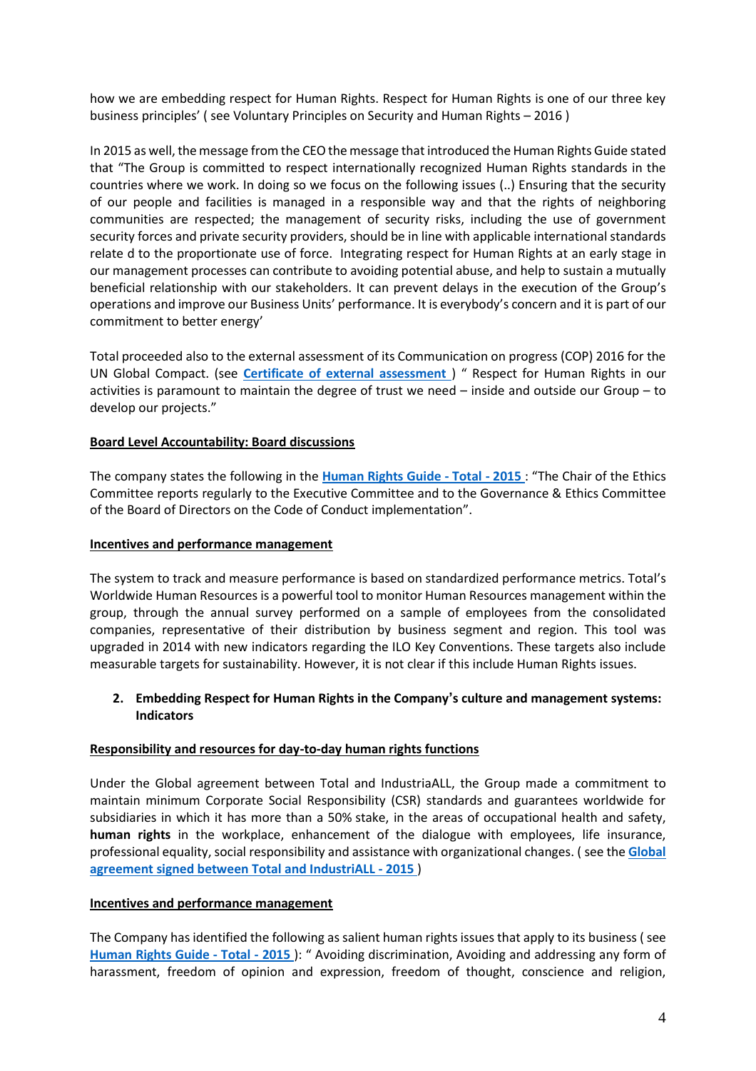how we are embedding respect for Human Rights. Respect for Human Rights is one of our three key business principles' ( see Voluntary Principles on Security and Human Rights – 2016 )

In 2015 as well, the message from the CEO the message that introduced the Human Rights Guide stated that "The Group is committed to respect internationally recognized Human Rights standards in the countries where we work. In doing so we focus on the following issues (..) Ensuring that the security of our people and facilities is managed in a responsible way and that the rights of neighboring communities are respected; the management of security risks, including the use of government security forces and private security providers, should be in line with applicable international standards relate d to the proportionate use of force. Integrating respect for Human Rights at an early stage in our management processes can contribute to avoiding potential abuse, and help to sustain a mutually beneficial relationship with our stakeholders. It can prevent delays in the execution of the Group's operations and improve our Business Units' performance. It is everybody's concern and it is part of our commitment to better energy'

Total proceeded also to the external assessment of its Communication on progress (COP) 2016 for the UN Global Compact. (see **Certificate of external assessment** ) " Respect for Human Rights in our activities is paramount to maintain the degree of trust we need – inside and outside our Group – to develop our projects."

**Board Level Accountability: Board discussions**

The company states the following in the **Human Rights Guide - Total - 2015** : "The Chair of the Ethics Committee reports regularly to the Executive Committee and to the Governance & Ethics Committee of the Board of Directors on the Code of Conduct implementation".

**Incentives and performance management**

The system to track and measure performance is based on standardized performance metrics. Total's Worldwide Human Resources is a powerful tool to monitor Human Resources management within the group, through the annual survey performed on a sample of employees from the consolidated companies, representative of their distribution by business segment and region. This tool was upgraded in 2014 with new indicators regarding the ILO Key Conventions. These targets also include measurable targets for sustainability. However, it is not clear if this include Human Rights issues.

2. **Embedding Respect for Human Rights in the Company's culture and management systems: Indicators**

**Responsibility and resources for day-to-day human rights functions**

Under the Global agreement between Total and IndustriaALL, the Group made a commitment to maintain minimum Corporate Social Responsibility (CSR) standards and guarantees worldwide for subsidiaries in which it has more than a 50% stake, in the areas of occupational health and safety, **human rights** in the workplace, enhancement of the dialogue with employees, life insurance, professional equality, social responsibility and assistance with organizational changes. ( see the **Global agreement signed between Total and IndustriALL - 2015** )

**Incentives and performance management**

The Company has identified the following as salient human rights issues that apply to its business ( see **Human Rights Guide - Total - 2015** ): " Avoiding discrimination, Avoiding and addressing any form of harassment, freedom of opinion and expression, freedom of thought, conscience and religion,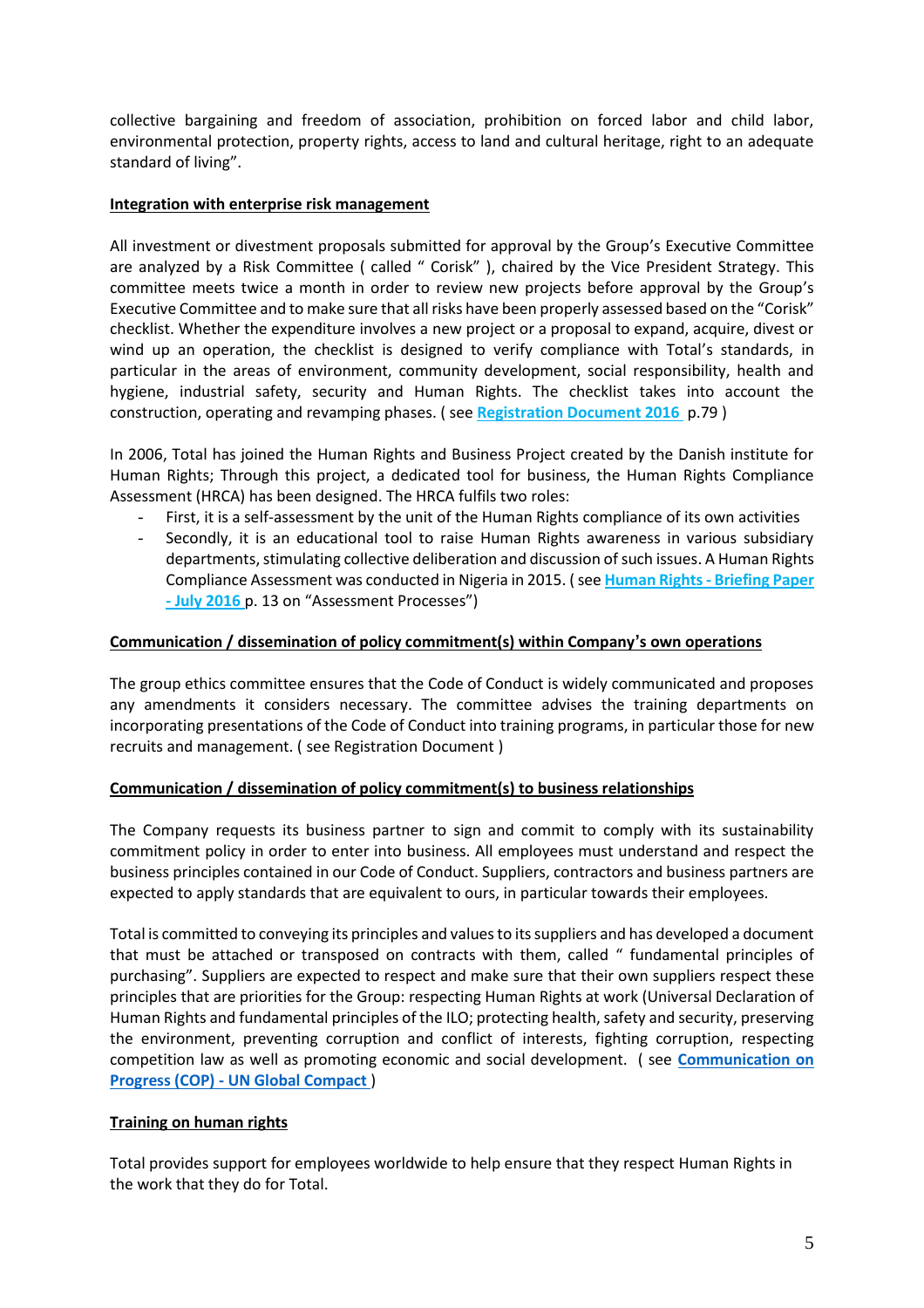collective bargaining and freedom of association, prohibition on forced labor and child labor, environmental protection, property rights, access to land and cultural heritage, right to an adequate standard of living".

**Integration with enterprise risk management**

All investment or divestment proposals submitted for approval by the Group's Executive Committee are analyzed by a Risk Committee ( called " Corisk" ), chaired by the Vice President Strategy. This committee meets twice a month in order to review new projects before approval by the Group's Executive Committee and to make sure that all risks have been properly assessed based on the "Corisk" checklist. Whether the expenditure involves a new project or a proposal to expand, acquire, divest or wind up an operation, the checklist is designed to verify compliance with Total's standards, in particular in the areas of environment, community development, social responsibility, health and hygiene, industrial safety, security and Human Rights. The checklist takes into account the construction, operating and revamping phases. ( see **Registration Document 2016** p.79 )

In 2006, Total has joined the Human Rights and Business Project created by the Danish institute for Human Rights; Through this project, a dedicated tool for business, the Human Rights Compliance Assessment (HRCA) has been designed. The HRCA fulfils two roles:

- First, it is a self-assessment by the unit of the Human Rights compliance of its own activities
- Secondly, it is an educational tool to raise Human Rights awareness in various subsidiary departments, stimulating collective deliberation and discussion of such issues. A Human Rights Compliance Assessment was conducted in Nigeria in 2015. ( see **Human Rights - Briefing Paper - July 2016** p. 13 on "Assessment Processes")

**Communication / dissemination of policy commitment(s) within Company's own operations**

The group ethics committee ensures that the Code of Conduct is widely communicated and proposes any amendments it considers necessary. The committee advises the training departments on incorporating presentations of the Code of Conduct into training programs, in particular those for new recruits and management. ( see Registration Document )

**Communication / dissemination of policy commitment(s) to business relationships**

The Company requests its business partner to sign and commit to comply with its sustainability commitment policy in order to enter into business. All employees must understand and respect the business principles contained in our Code of Conduct. Suppliers, contractors and business partners are expected to apply standards that are equivalent to ours, in particular towards their employees.

Total is committed to conveying its principles and values to its suppliers and has developed a document that must be attached or transposed on contracts with them, called " fundamental principles of purchasing". Suppliers are expected to respect and make sure that their own suppliers respect these principles that are priorities for the Group: respecting Human Rights at work (Universal Declaration of Human Rights and fundamental principles of the ILO; protecting health, safety and security, preserving the environment, preventing corruption and conflict of interests, fighting corruption, respecting competition law as well as promoting economic and social development. ( see **Communication on Progress (COP) - UN Global Compact** )

**Training on human rights**

Total provides support for employees worldwide to help ensure that they respect Human Rights in the work that they do for Total.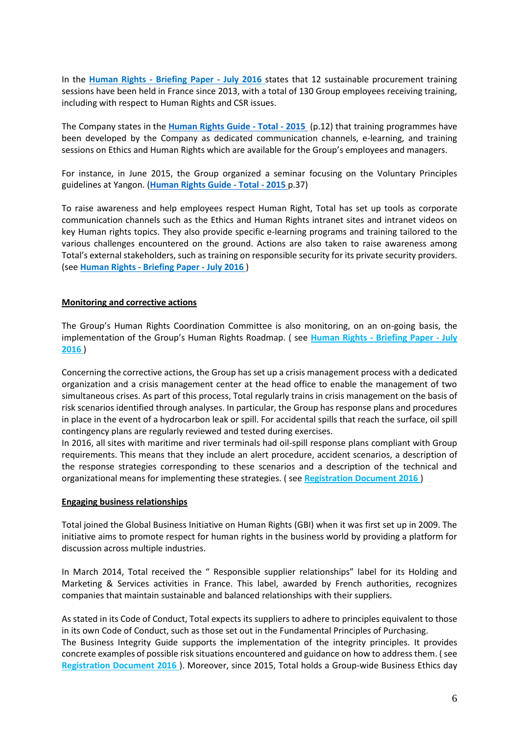In the **Human Rights - Briefing Paper - July 2016** states that 12 sustainable procurement training sessions have been held in France since 2013, with a total of 130 Group employees receiving training, including with respect to Human Rights and CSR issues.

The Company states in the **Human Rights Guide - Total - 2015** (p.12) that training programmes have been developed by the Company as dedicated communication channels, e-learning, and training sessions on Ethics and Human Rights which are available for the Group's employees and managers.

For instance, in June 2015, the Group organized a seminar focusing on the Voluntary Principles guidelines at Yangon. (**Human Rights Guide - Total - 2015** p.37)

To raise awareness and help employees respect Human Right, Total has set up tools as corporate communication channels such as the Ethics and Human Rights intranet sites and intranet videos on key Human rights topics. They also provide specific e-learning programs and training tailored to the various challenges encountered on the ground. Actions are also taken to raise awareness among Total's external stakeholders, such as training on responsible security for its private security providers. (see **Human Rights - Briefing Paper - July 2016** )

**Monitoring and corrective actions**

The Group's Human Rights Coordination Committee is also monitoring, on an on-going basis, the implementation of the Group's Human Rights Roadmap. ( see **Human Rights - Briefing Paper - July 2016** )

Concerning the corrective actions, the Group has set up a crisis management process with a dedicated organization and a crisis management center at the head office to enable the management of two simultaneous crises. As part of this process, Total regularly trains in crisis management on the basis of risk scenarios identified through analyses. In particular, the Group has response plans and procedures in place in the event of a hydrocarbon leak or spill. For accidental spills that reach the surface, oil spill contingency plans are regularly reviewed and tested during exercises.
In 2016, all sites with maritime and river terminals had oil-spill response plans compliant with Group requirements. This means that they include an alert procedure, accident scenarios, a description of the response strategies corresponding to these scenarios and a description of the technical and organizational means for implementing these strategies. ( see **Registration Document 2016** )

**Engaging business relationships**

Total joined the Global Business Initiative on Human Rights (GBI) when it was first set up in 2009. The initiative aims to promote respect for human rights in the business world by providing a platform for discussion across multiple industries.

In March 2014, Total received the " Responsible supplier relationships" label for its Holding and Marketing & Services activities in France. This label, awarded by French authorities, recognizes companies that maintain sustainable and balanced relationships with their suppliers.

As stated in its Code of Conduct, Total expects its suppliers to adhere to principles equivalent to those in its own Code of Conduct, such as those set out in the Fundamental Principles of Purchasing.
The Business Integrity Guide supports the implementation of the integrity principles. It provides concrete examples of possible risk situations encountered and guidance on how to address them. ( see **Registration Document 2016** ). Moreover, since 2015, Total holds a Group-wide Business Ethics day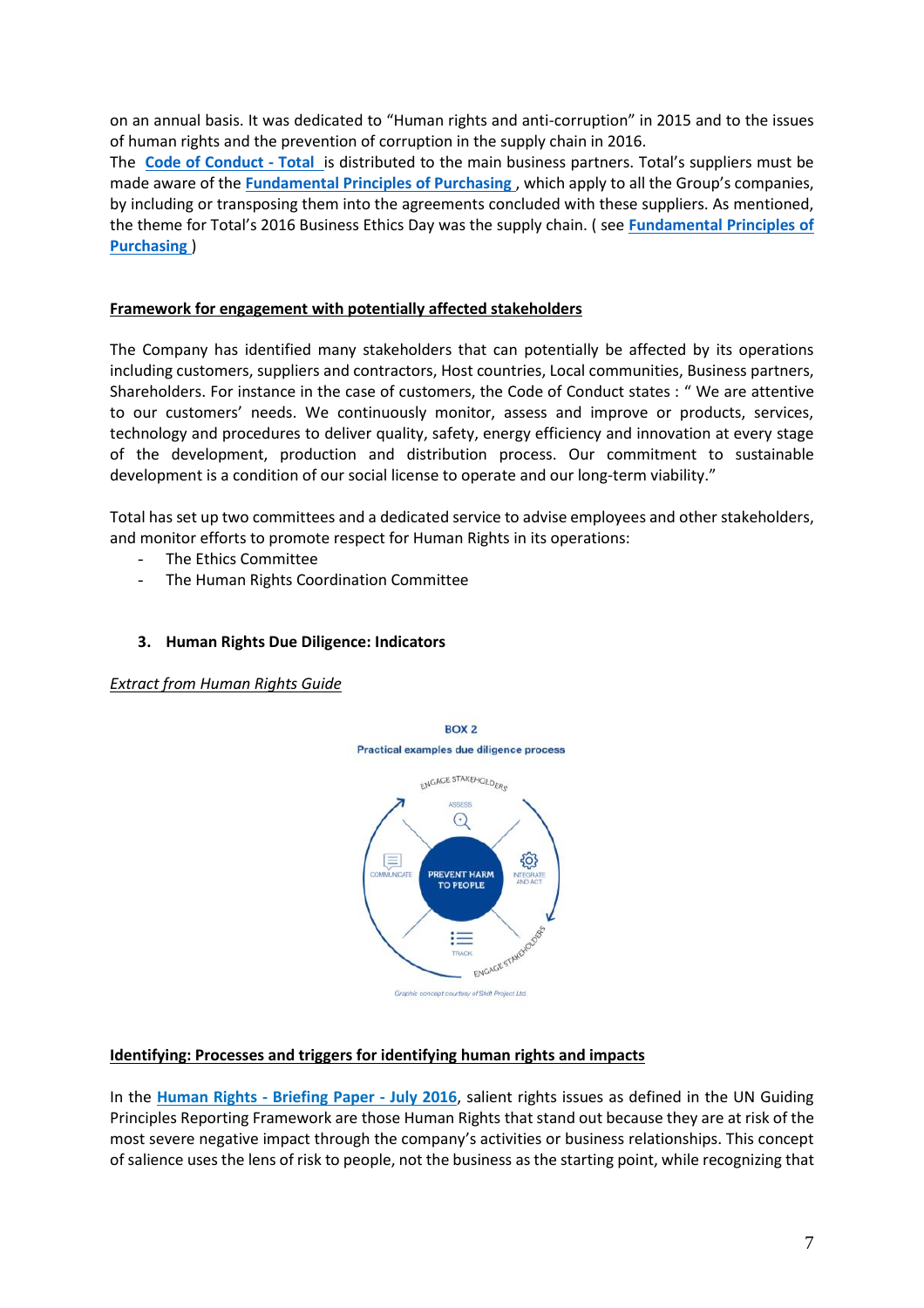on an annual basis. It was dedicated to "Human rights and anti-corruption" in 2015 and to the issues of human rights and the prevention of corruption in the supply chain in 2016.
The **Code of Conduct - Total** is distributed to the main business partners. Total's suppliers must be made aware of the **Fundamental Principles of Purchasing**, which apply to all the Group's companies, by including or transposing them into the agreements concluded with these suppliers. As mentioned, the theme for Total's 2016 Business Ethics Day was the supply chain. ( see **Fundamental Principles of Purchasing** )

**Framework for engagement with potentially affected stakeholders**

The Company has identified many stakeholders that can potentially be affected by its operations including customers, suppliers and contractors, Host countries, Local communities, Business partners, Shareholders. For instance in the case of customers, the Code of Conduct states : " We are attentive to our customers' needs. We continuously monitor, assess and improve or products, services, technology and procedures to deliver quality, safety, energy efficiency and innovation at every stage of the development, production and distribution process. Our commitment to sustainable development is a condition of our social license to operate and our long-term viability."

Total has set up two committees and a dedicated service to advise employees and other stakeholders, and monitor efforts to promote respect for Human Rights in its operations:

- The Ethics Committee
- The Human Rights Coordination Committee

### 3. Human Rights Due Diligence: Indicators

*Extract from Human Rights Guide*

BOX 2

Practical examples due diligence process

ENGAGE STAKEHOLDERS — ASSESS — INTEGRATE AND ACT — TRACK — COMMUNICATE — PREVENT HARM TO PEOPLE — ENGAGE STAKEHOLDERS

Graphic concept courtesy of Shift Project Ltd.

**Identifying: Processes and triggers for identifying human rights and impacts**

In the **Human Rights - Briefing Paper - July 2016**, salient rights issues as defined in the UN Guiding Principles Reporting Framework are those Human Rights that stand out because they are at risk of the most severe negative impact through the company's activities or business relationships. This concept of salience uses the lens of risk to people, not the business as the starting point, while recognizing that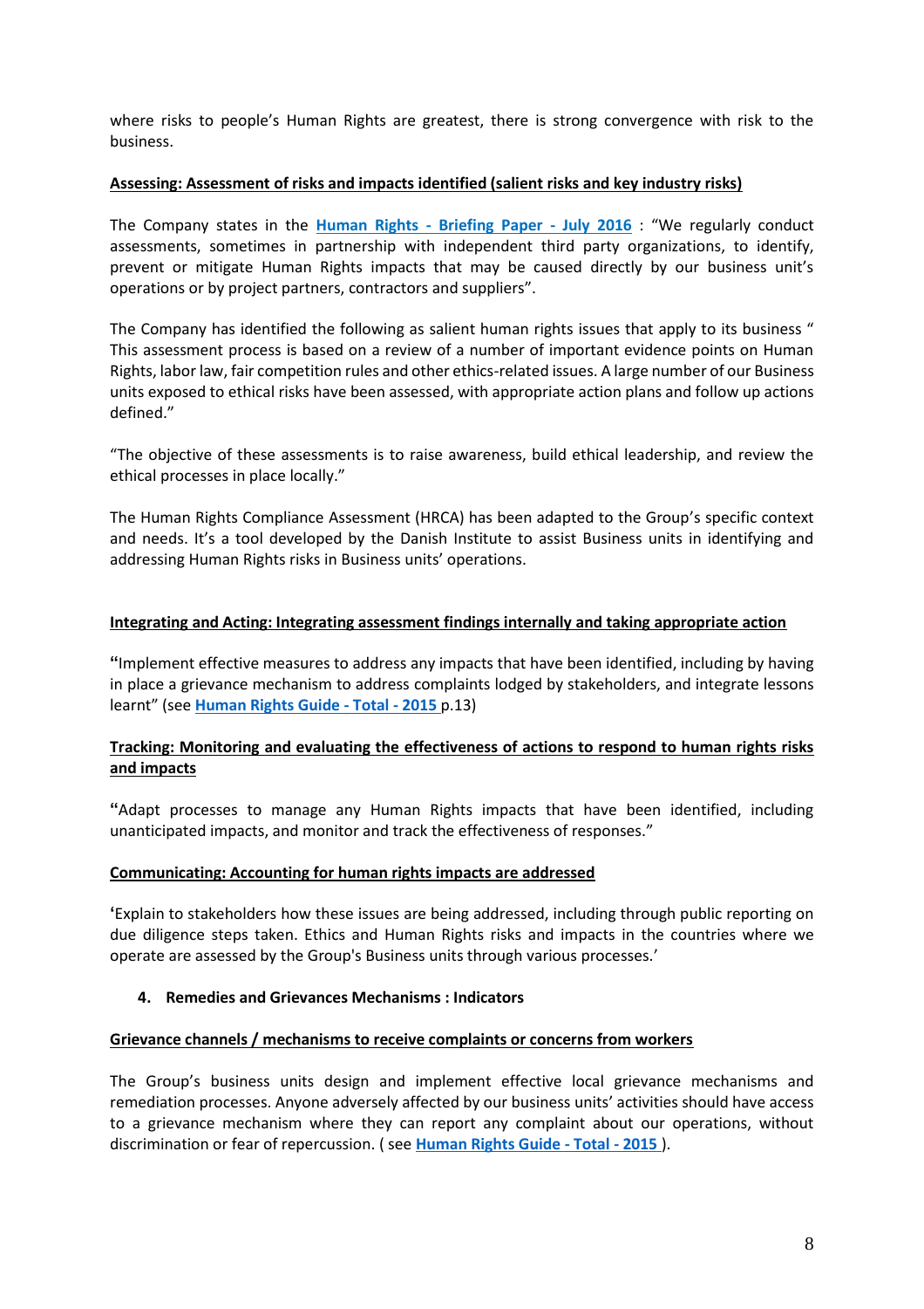where risks to people's Human Rights are greatest, there is strong convergence with risk to the business.

**Assessing: Assessment of risks and impacts identified (salient risks and key industry risks)**

The Company states in the **Human Rights - Briefing Paper - July 2016** : "We regularly conduct assessments, sometimes in partnership with independent third party organizations, to identify, prevent or mitigate Human Rights impacts that may be caused directly by our business unit's operations or by project partners, contractors and suppliers".

The Company has identified the following as salient human rights issues that apply to its business " This assessment process is based on a review of a number of important evidence points on Human Rights, labor law, fair competition rules and other ethics-related issues. A large number of our Business units exposed to ethical risks have been assessed, with appropriate action plans and follow up actions defined."

"The objective of these assessments is to raise awareness, build ethical leadership, and review the ethical processes in place locally."

The Human Rights Compliance Assessment (HRCA) has been adapted to the Group's specific context and needs. It's a tool developed by the Danish Institute to assist Business units in identifying and addressing Human Rights risks in Business units' operations.

**Integrating and Acting: Integrating assessment findings internally and taking appropriate action**

"Implement effective measures to address any impacts that have been identified, including by having in place a grievance mechanism to address complaints lodged by stakeholders, and integrate lessons learnt" (see **Human Rights Guide - Total - 2015** p.13)

**Tracking: Monitoring and evaluating the effectiveness of actions to respond to human rights risks and impacts**

"Adapt processes to manage any Human Rights impacts that have been identified, including unanticipated impacts, and monitor and track the effectiveness of responses."

**Communicating: Accounting for human rights impacts are addressed**

'Explain to stakeholders how these issues are being addressed, including through public reporting on due diligence steps taken. Ethics and Human Rights risks and impacts in the countries where we operate are assessed by the Group's Business units through various processes.'

## 4. Remedies and Grievances Mechanisms : Indicators

**Grievance channels / mechanisms to receive complaints or concerns from workers**

The Group's business units design and implement effective local grievance mechanisms and remediation processes. Anyone adversely affected by our business units' activities should have access to a grievance mechanism where they can report any complaint about our operations, without discrimination or fear of repercussion. ( see **Human Rights Guide - Total - 2015** ).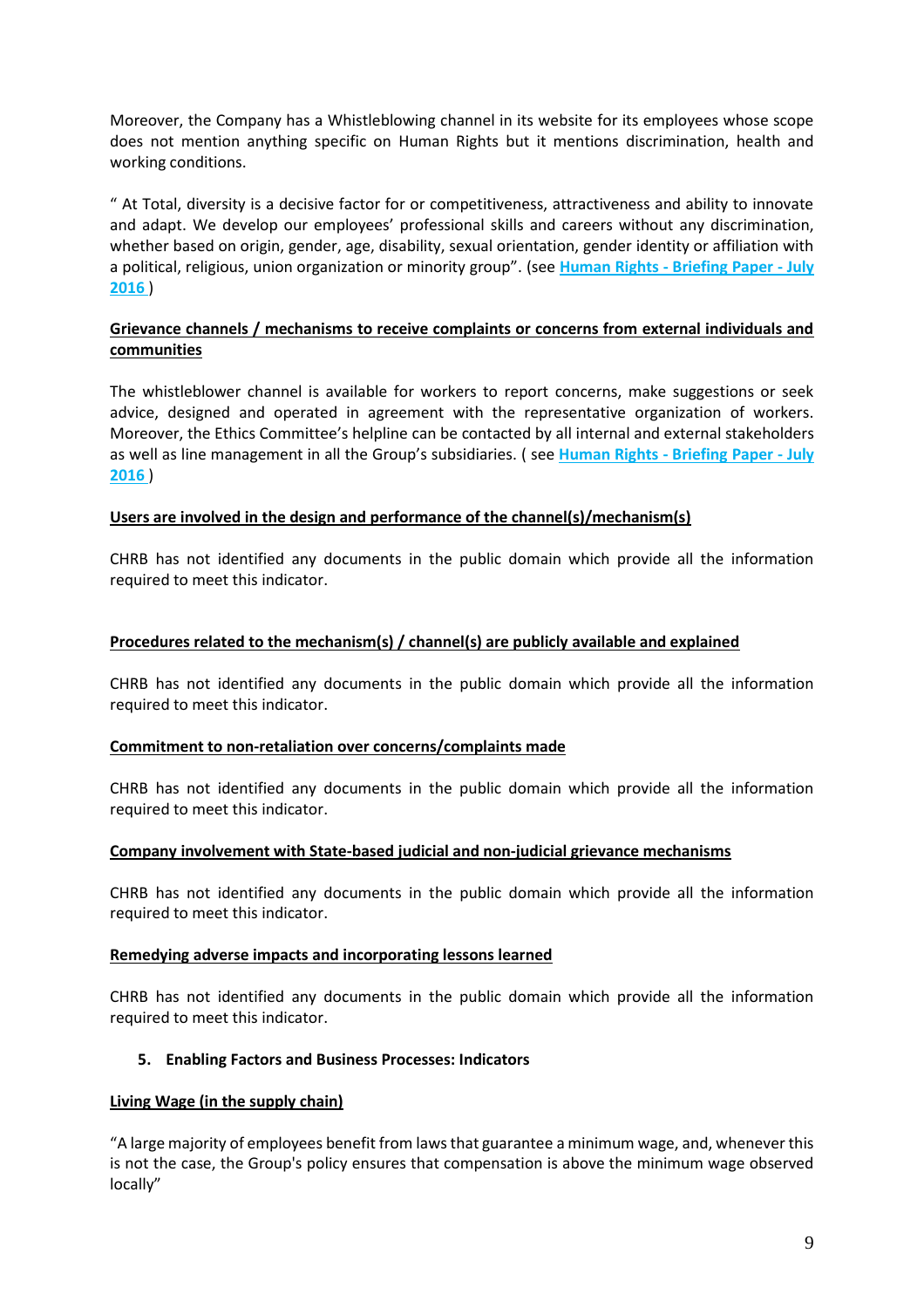Moreover, the Company has a Whistleblowing channel in its website for its employees whose scope does not mention anything specific on Human Rights but it mentions discrimination, health and working conditions.

" At Total, diversity is a decisive factor for or competitiveness, attractiveness and ability to innovate and adapt. We develop our employees' professional skills and careers without any discrimination, whether based on origin, gender, age, disability, sexual orientation, gender identity or affiliation with a political, religious, union organization or minority group". (see **Human Rights - Briefing Paper - July 2016** )

**Grievance channels / mechanisms to receive complaints or concerns from external individuals and communities**

The whistleblower channel is available for workers to report concerns, make suggestions or seek advice, designed and operated in agreement with the representative organization of workers. Moreover, the Ethics Committee's helpline can be contacted by all internal and external stakeholders as well as line management in all the Group's subsidiaries. ( see **Human Rights - Briefing Paper - July 2016** )

**Users are involved in the design and performance of the channel(s)/mechanism(s)**

CHRB has not identified any documents in the public domain which provide all the information required to meet this indicator.

**Procedures related to the mechanism(s) / channel(s) are publicly available and explained**

CHRB has not identified any documents in the public domain which provide all the information required to meet this indicator.

**Commitment to non-retaliation over concerns/complaints made**

CHRB has not identified any documents in the public domain which provide all the information required to meet this indicator.

**Company involvement with State-based judicial and non-judicial grievance mechanisms**

CHRB has not identified any documents in the public domain which provide all the information required to meet this indicator.

**Remedying adverse impacts and incorporating lessons learned**

CHRB has not identified any documents in the public domain which provide all the information required to meet this indicator.

## 5. Enabling Factors and Business Processes: Indicators

**Living Wage (in the supply chain)**

"A large majority of employees benefit from laws that guarantee a minimum wage, and, whenever this is not the case, the Group's policy ensures that compensation is above the minimum wage observed locally"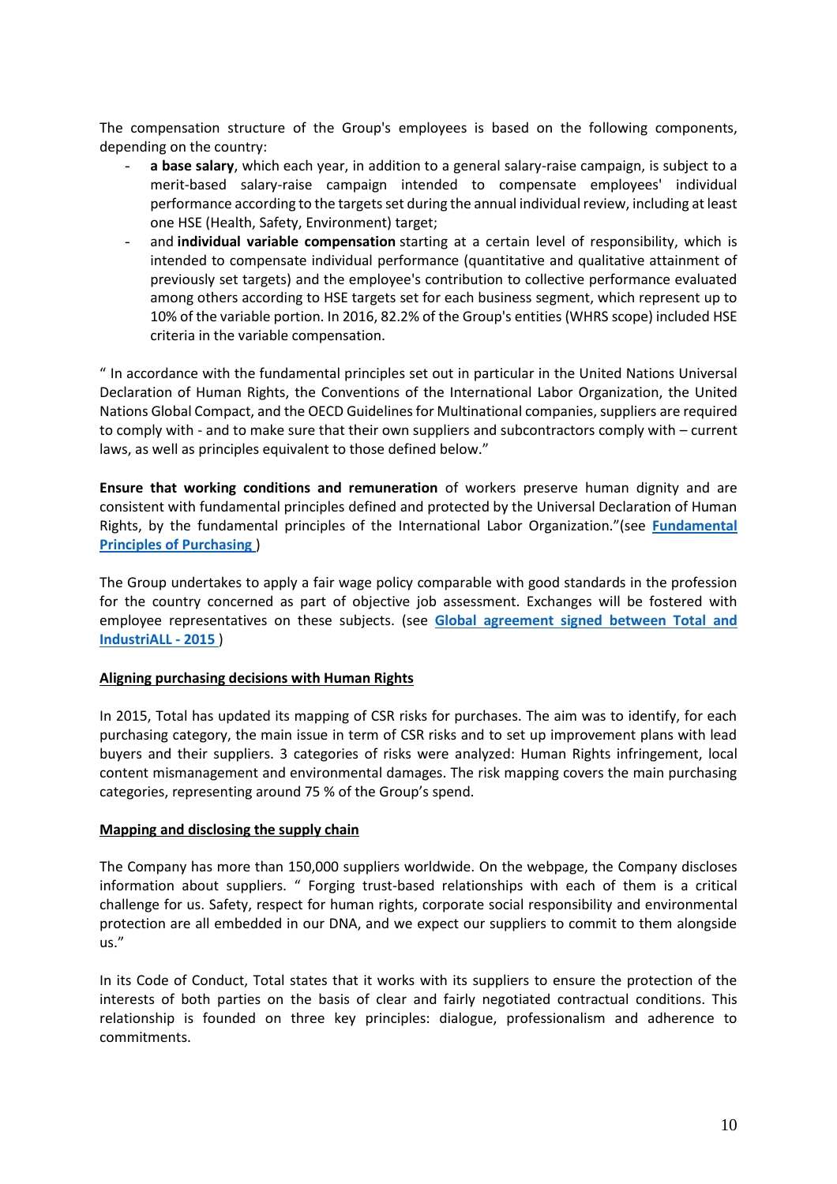The compensation structure of the Group's employees is based on the following components, depending on the country:

- **a base salary**, which each year, in addition to a general salary-raise campaign, is subject to a merit-based salary-raise campaign intended to compensate employees' individual performance according to the targets set during the annual individual review, including at least one HSE (Health, Safety, Environment) target;
- and **individual variable compensation** starting at a certain level of responsibility, which is intended to compensate individual performance (quantitative and qualitative attainment of previously set targets) and the employee's contribution to collective performance evaluated among others according to HSE targets set for each business segment, which represent up to 10% of the variable portion. In 2016, 82.2% of the Group's entities (WHRS scope) included HSE criteria in the variable compensation.

" In accordance with the fundamental principles set out in particular in the United Nations Universal Declaration of Human Rights, the Conventions of the International Labor Organization, the United Nations Global Compact, and the OECD Guidelines for Multinational companies, suppliers are required to comply with - and to make sure that their own suppliers and subcontractors comply with – current laws, as well as principles equivalent to those defined below."

**Ensure that working conditions and remuneration** of workers preserve human dignity and are consistent with fundamental principles defined and protected by the Universal Declaration of Human Rights, by the fundamental principles of the International Labor Organization."(see **Fundamental Principles of Purchasing** )

The Group undertakes to apply a fair wage policy comparable with good standards in the profession for the country concerned as part of objective job assessment. Exchanges will be fostered with employee representatives on these subjects. (see **Global agreement signed between Total and IndustriALL - 2015** )

**Aligning purchasing decisions with Human Rights**

In 2015, Total has updated its mapping of CSR risks for purchases. The aim was to identify, for each purchasing category, the main issue in term of CSR risks and to set up improvement plans with lead buyers and their suppliers. 3 categories of risks were analyzed: Human Rights infringement, local content mismanagement and environmental damages. The risk mapping covers the main purchasing categories, representing around 75 % of the Group's spend.

**Mapping and disclosing the supply chain**

The Company has more than 150,000 suppliers worldwide. On the webpage, the Company discloses information about suppliers. " Forging trust-based relationships with each of them is a critical challenge for us. Safety, respect for human rights, corporate social responsibility and environmental protection are all embedded in our DNA, and we expect our suppliers to commit to them alongside us."

In its Code of Conduct, Total states that it works with its suppliers to ensure the protection of the interests of both parties on the basis of clear and fairly negotiated contractual conditions. This relationship is founded on three key principles: dialogue, professionalism and adherence to commitments.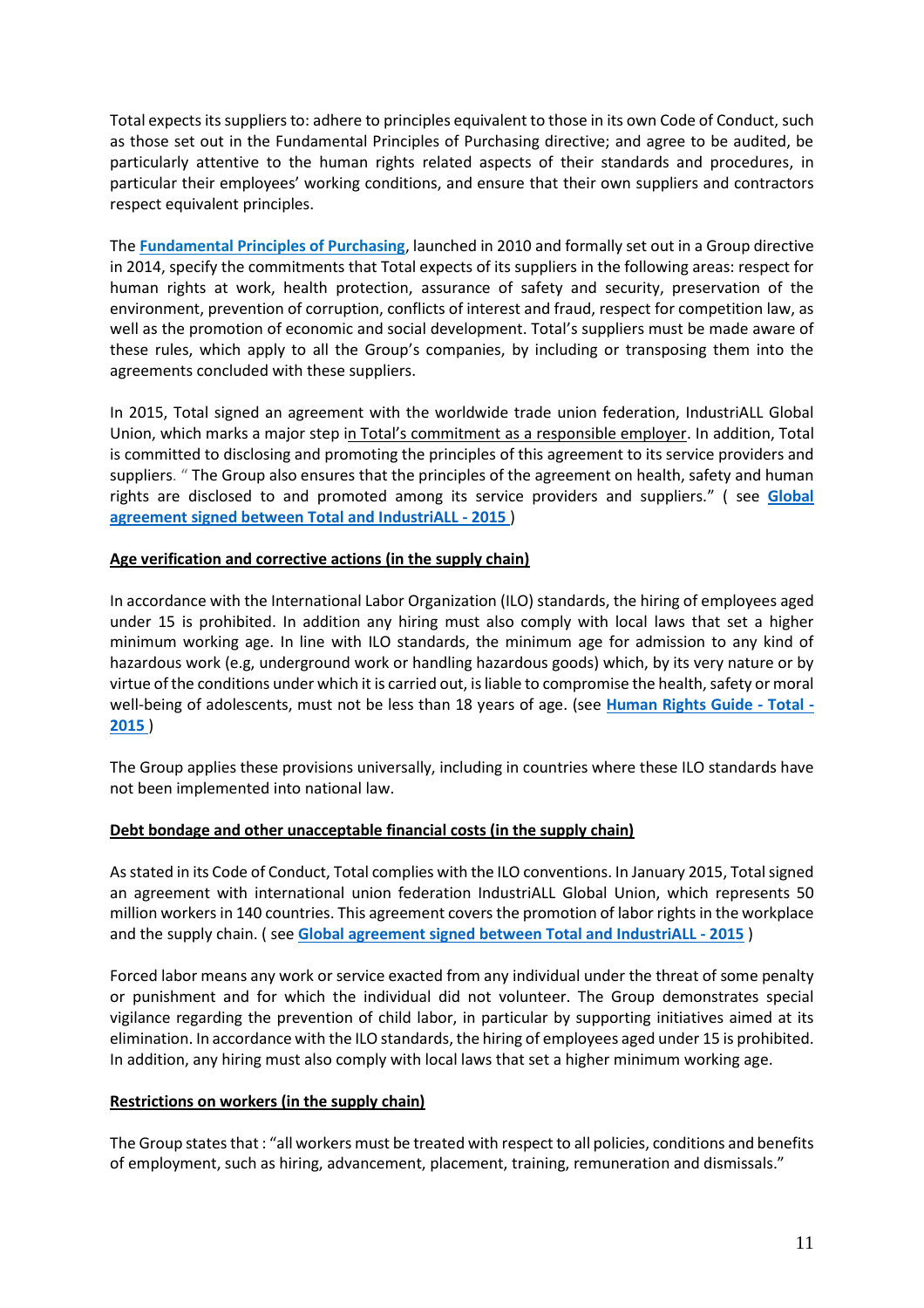Total expects its suppliers to: adhere to principles equivalent to those in its own Code of Conduct, such as those set out in the Fundamental Principles of Purchasing directive; and agree to be audited, be particularly attentive to the human rights related aspects of their standards and procedures, in particular their employees' working conditions, and ensure that their own suppliers and contractors respect equivalent principles.

The **Fundamental Principles of Purchasing**, launched in 2010 and formally set out in a Group directive in 2014, specify the commitments that Total expects of its suppliers in the following areas: respect for human rights at work, health protection, assurance of safety and security, preservation of the environment, prevention of corruption, conflicts of interest and fraud, respect for competition law, as well as the promotion of economic and social development. Total's suppliers must be made aware of these rules, which apply to all the Group's companies, by including or transposing them into the agreements concluded with these suppliers.

In 2015, Total signed an agreement with the worldwide trade union federation, IndustriALL Global Union, which marks a major step in Total's commitment as a responsible employer. In addition, Total is committed to disclosing and promoting the principles of this agreement to its service providers and suppliers. " The Group also ensures that the principles of the agreement on health, safety and human rights are disclosed to and promoted among its service providers and suppliers." ( see **Global agreement signed between Total and IndustriALL - 2015** )

**Age verification and corrective actions (in the supply chain)**

In accordance with the International Labor Organization (ILO) standards, the hiring of employees aged under 15 is prohibited. In addition any hiring must also comply with local laws that set a higher minimum working age. In line with ILO standards, the minimum age for admission to any kind of hazardous work (e.g, underground work or handling hazardous goods) which, by its very nature or by virtue of the conditions under which it is carried out, is liable to compromise the health, safety or moral well-being of adolescents, must not be less than 18 years of age. (see **Human Rights Guide - Total - 2015** )

The Group applies these provisions universally, including in countries where these ILO standards have not been implemented into national law.

**Debt bondage and other unacceptable financial costs (in the supply chain)**

As stated in its Code of Conduct, Total complies with the ILO conventions. In January 2015, Total signed an agreement with international union federation IndustriALL Global Union, which represents 50 million workers in 140 countries. This agreement covers the promotion of labor rights in the workplace and the supply chain. ( see **Global agreement signed between Total and IndustriALL - 2015** )

Forced labor means any work or service exacted from any individual under the threat of some penalty or punishment and for which the individual did not volunteer. The Group demonstrates special vigilance regarding the prevention of child labor, in particular by supporting initiatives aimed at its elimination. In accordance with the ILO standards, the hiring of employees aged under 15 is prohibited. In addition, any hiring must also comply with local laws that set a higher minimum working age.

**Restrictions on workers (in the supply chain)**

The Group states that : "all workers must be treated with respect to all policies, conditions and benefits of employment, such as hiring, advancement, placement, training, remuneration and dismissals."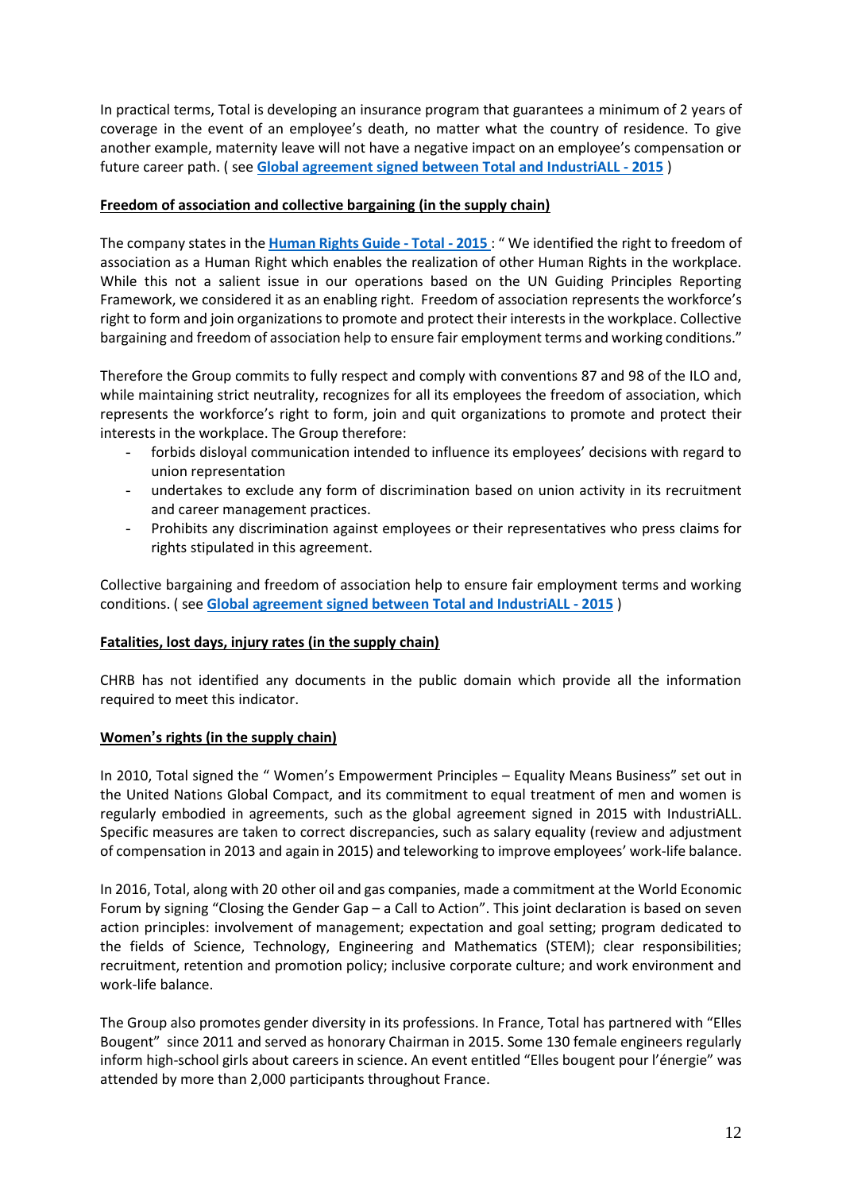In practical terms, Total is developing an insurance program that guarantees a minimum of 2 years of coverage in the event of an employee's death, no matter what the country of residence. To give another example, maternity leave will not have a negative impact on an employee's compensation or future career path. ( see **Global agreement signed between Total and IndustriALL - 2015** )

**Freedom of association and collective bargaining (in the supply chain)**

The company states in the **Human Rights Guide - Total - 2015** : " We identified the right to freedom of association as a Human Right which enables the realization of other Human Rights in the workplace. While this not a salient issue in our operations based on the UN Guiding Principles Reporting Framework, we considered it as an enabling right. Freedom of association represents the workforce's right to form and join organizations to promote and protect their interests in the workplace. Collective bargaining and freedom of association help to ensure fair employment terms and working conditions."

Therefore the Group commits to fully respect and comply with conventions 87 and 98 of the ILO and, while maintaining strict neutrality, recognizes for all its employees the freedom of association, which represents the workforce's right to form, join and quit organizations to promote and protect their interests in the workplace. The Group therefore:

- forbids disloyal communication intended to influence its employees' decisions with regard to union representation
- undertakes to exclude any form of discrimination based on union activity in its recruitment and career management practices.
- Prohibits any discrimination against employees or their representatives who press claims for rights stipulated in this agreement.

Collective bargaining and freedom of association help to ensure fair employment terms and working conditions. ( see **Global agreement signed between Total and IndustriALL - 2015** )

**Fatalities, lost days, injury rates (in the supply chain)**

CHRB has not identified any documents in the public domain which provide all the information required to meet this indicator.

**Women's rights (in the supply chain)**

In 2010, Total signed the " Women's Empowerment Principles – Equality Means Business" set out in the United Nations Global Compact, and its commitment to equal treatment of men and women is regularly embodied in agreements, such as the global agreement signed in 2015 with IndustriALL. Specific measures are taken to correct discrepancies, such as salary equality (review and adjustment of compensation in 2013 and again in 2015) and teleworking to improve employees' work-life balance.

In 2016, Total, along with 20 other oil and gas companies, made a commitment at the World Economic Forum by signing "Closing the Gender Gap – a Call to Action". This joint declaration is based on seven action principles: involvement of management; expectation and goal setting; program dedicated to the fields of Science, Technology, Engineering and Mathematics (STEM); clear responsibilities; recruitment, retention and promotion policy; inclusive corporate culture; and work environment and work-life balance.

The Group also promotes gender diversity in its professions. In France, Total has partnered with "Elles Bougent" since 2011 and served as honorary Chairman in 2015. Some 130 female engineers regularly inform high-school girls about careers in science. An event entitled "Elles bougent pour l'énergie" was attended by more than 2,000 participants throughout France.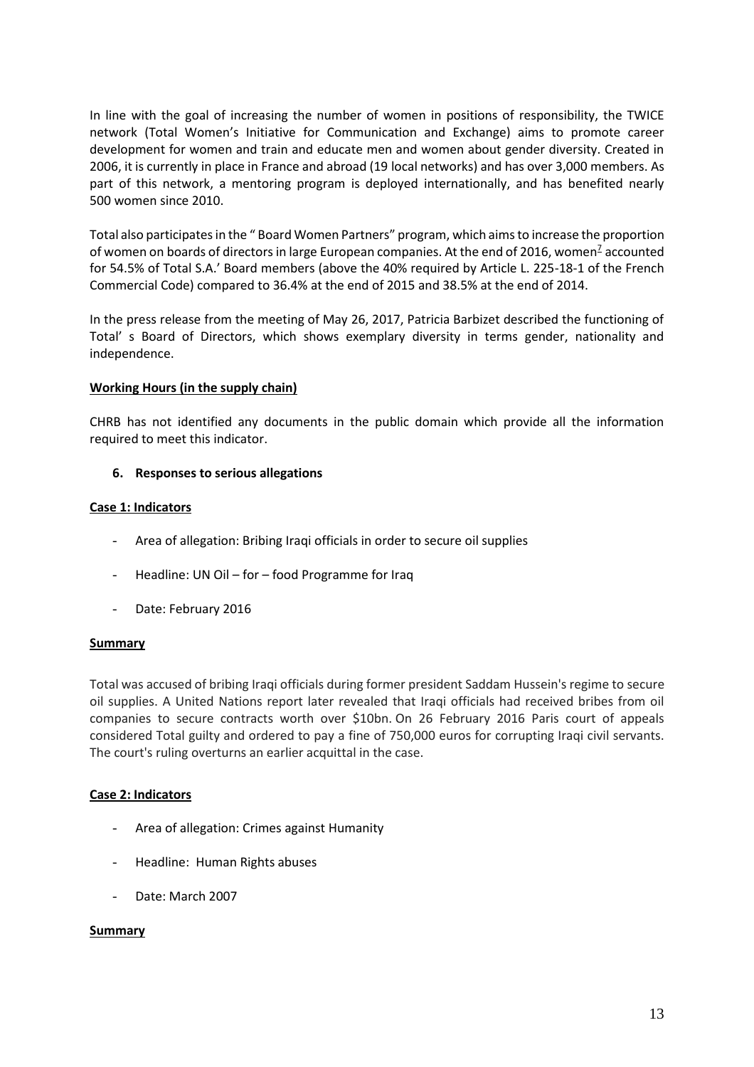In line with the goal of increasing the number of women in positions of responsibility, the TWICE network (Total Women's Initiative for Communication and Exchange) aims to promote career development for women and train and educate men and women about gender diversity. Created in 2006, it is currently in place in France and abroad (19 local networks) and has over 3,000 members. As part of this network, a mentoring program is deployed internationally, and has benefited nearly 500 women since 2010.

Total also participates in the " Board Women Partners" program, which aims to increase the proportion of women on boards of directors in large European companies. At the end of 2016, women[7] accounted for 54.5% of Total S.A.' Board members (above the 40% required by Article L. 225-18-1 of the French Commercial Code) compared to 36.4% at the end of 2015 and 38.5% at the end of 2014.

In the press release from the meeting of May 26, 2017, Patricia Barbizet described the functioning of Total' s Board of Directors, which shows exemplary diversity in terms gender, nationality and independence.

**Working Hours (in the supply chain)**

CHRB has not identified any documents in the public domain which provide all the information required to meet this indicator.

### 6. Responses to serious allegations

**Case 1: Indicators**

- Area of allegation: Bribing Iraqi officials in order to secure oil supplies
- Headline: UN Oil – for – food Programme for Iraq
- Date: February 2016

**Summary**

Total was accused of bribing Iraqi officials during former president Saddam Hussein's regime to secure oil supplies. A United Nations report later revealed that Iraqi officials had received bribes from oil companies to secure contracts worth over $10bn. On 26 February 2016 Paris court of appeals considered Total guilty and ordered to pay a fine of 750,000 euros for corrupting Iraqi civil servants. The court's ruling overturns an earlier acquittal in the case.

**Case 2: Indicators**

- Area of allegation: Crimes against Humanity
- Headline: Human Rights abuses
- Date: March 2007

**Summary**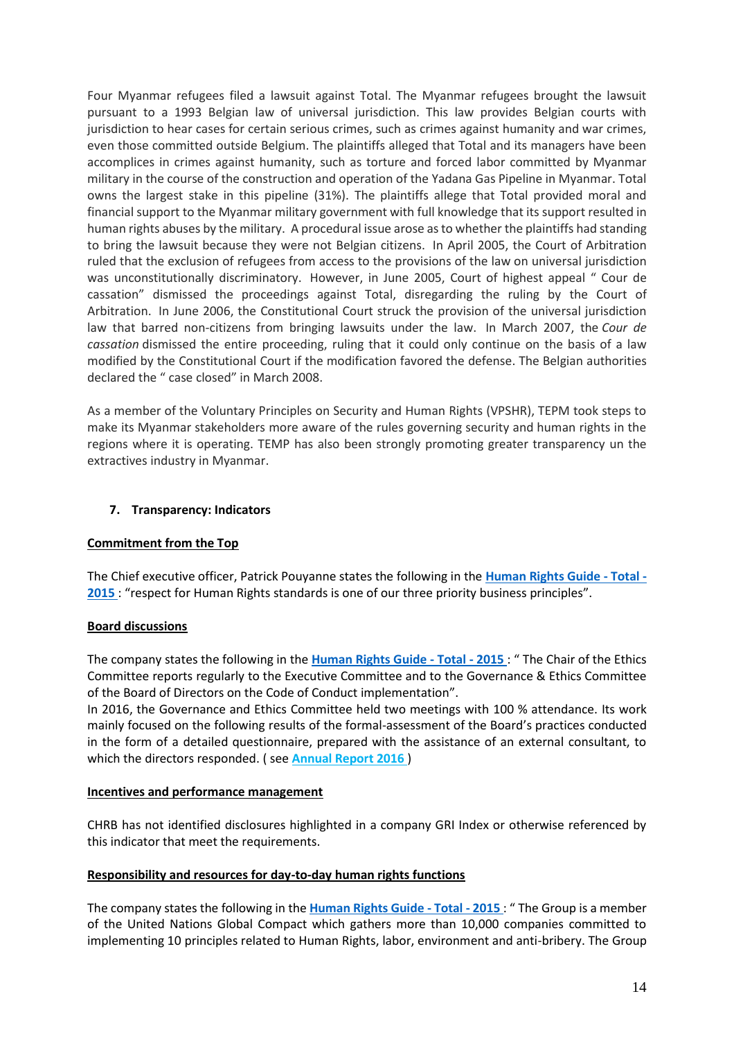Four Myanmar refugees filed a lawsuit against Total. The Myanmar refugees brought the lawsuit pursuant to a 1993 Belgian law of universal jurisdiction. This law provides Belgian courts with jurisdiction to hear cases for certain serious crimes, such as crimes against humanity and war crimes, even those committed outside Belgium. The plaintiffs alleged that Total and its managers have been accomplices in crimes against humanity, such as torture and forced labor committed by Myanmar military in the course of the construction and operation of the Yadana Gas Pipeline in Myanmar. Total owns the largest stake in this pipeline (31%). The plaintiffs allege that Total provided moral and financial support to the Myanmar military government with full knowledge that its support resulted in human rights abuses by the military. A procedural issue arose as to whether the plaintiffs had standing to bring the lawsuit because they were not Belgian citizens. In April 2005, the Court of Arbitration ruled that the exclusion of refugees from access to the provisions of the law on universal jurisdiction was unconstitutionally discriminatory. However, in June 2005, Court of highest appeal " Cour de cassation" dismissed the proceedings against Total, disregarding the ruling by the Court of Arbitration. In June 2006, the Constitutional Court struck the provision of the universal jurisdiction law that barred non-citizens from bringing lawsuits under the law. In March 2007, the *Cour de cassation* dismissed the entire proceeding, ruling that it could only continue on the basis of a law modified by the Constitutional Court if the modification favored the defense. The Belgian authorities declared the " case closed" in March 2008.

As a member of the Voluntary Principles on Security and Human Rights (VPSHR), TEPM took steps to make its Myanmar stakeholders more aware of the rules governing security and human rights in the regions where it is operating. TEMP has also been strongly promoting greater transparency un the extractives industry in Myanmar.

## 7. Transparency: Indicators

### Commitment from the Top

The Chief executive officer, Patrick Pouyanne states the following in the **Human Rights Guide - Total - 2015** : "respect for Human Rights standards is one of our three priority business principles".

### Board discussions

The company states the following in the **Human Rights Guide - Total - 2015** : " The Chair of the Ethics Committee reports regularly to the Executive Committee and to the Governance & Ethics Committee of the Board of Directors on the Code of Conduct implementation".
In 2016, the Governance and Ethics Committee held two meetings with 100 % attendance. Its work mainly focused on the following results of the formal-assessment of the Board's practices conducted in the form of a detailed questionnaire, prepared with the assistance of an external consultant, to which the directors responded. ( see **Annual Report 2016** )

### Incentives and performance management

CHRB has not identified disclosures highlighted in a company GRI Index or otherwise referenced by this indicator that meet the requirements.

### Responsibility and resources for day-to-day human rights functions

The company states the following in the **Human Rights Guide - Total - 2015** : " The Group is a member of the United Nations Global Compact which gathers more than 10,000 companies committed to implementing 10 principles related to Human Rights, labor, environment and anti-bribery. The Group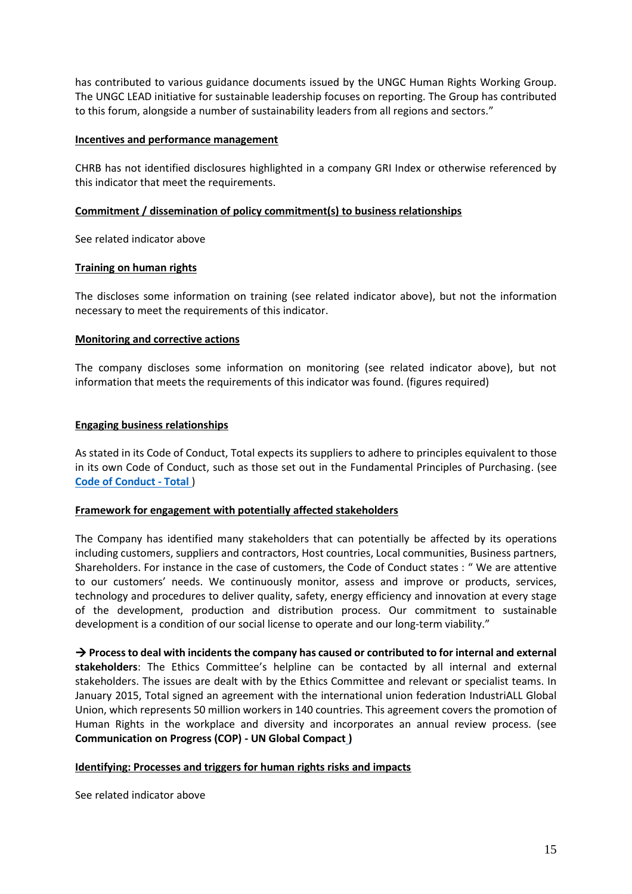has contributed to various guidance documents issued by the UNGC Human Rights Working Group. The UNGC LEAD initiative for sustainable leadership focuses on reporting. The Group has contributed to this forum, alongside a number of sustainability leaders from all regions and sectors."

**Incentives and performance management**

CHRB has not identified disclosures highlighted in a company GRI Index or otherwise referenced by this indicator that meet the requirements.

**Commitment / dissemination of policy commitment(s) to business relationships**

See related indicator above

**Training on human rights**

The discloses some information on training (see related indicator above), but not the information necessary to meet the requirements of this indicator.

**Monitoring and corrective actions**

The company discloses some information on monitoring (see related indicator above), but not information that meets the requirements of this indicator was found. (figures required)

**Engaging business relationships**

As stated in its Code of Conduct, Total expects its suppliers to adhere to principles equivalent to those in its own Code of Conduct, such as those set out in the Fundamental Principles of Purchasing. (see **Code of Conduct - Total** )

**Framework for engagement with potentially affected stakeholders**

The Company has identified many stakeholders that can potentially be affected by its operations including customers, suppliers and contractors, Host countries, Local communities, Business partners, Shareholders. For instance in the case of customers, the Code of Conduct states : " We are attentive to our customers' needs. We continuously monitor, assess and improve or products, services, technology and procedures to deliver quality, safety, energy efficiency and innovation at every stage of the development, production and distribution process. Our commitment to sustainable development is a condition of our social license to operate and our long-term viability."

→ **Process to deal with incidents the company has caused or contributed to for internal and external stakeholders**: The Ethics Committee's helpline can be contacted by all internal and external stakeholders. The issues are dealt with by the Ethics Committee and relevant or specialist teams. In January 2015, Total signed an agreement with the international union federation IndustriALL Global Union, which represents 50 million workers in 140 countries. This agreement covers the promotion of Human Rights in the workplace and diversity and incorporates an annual review process. (see **Communication on Progress (COP) - UN Global Compact )**

**Identifying: Processes and triggers for human rights risks and impacts**

See related indicator above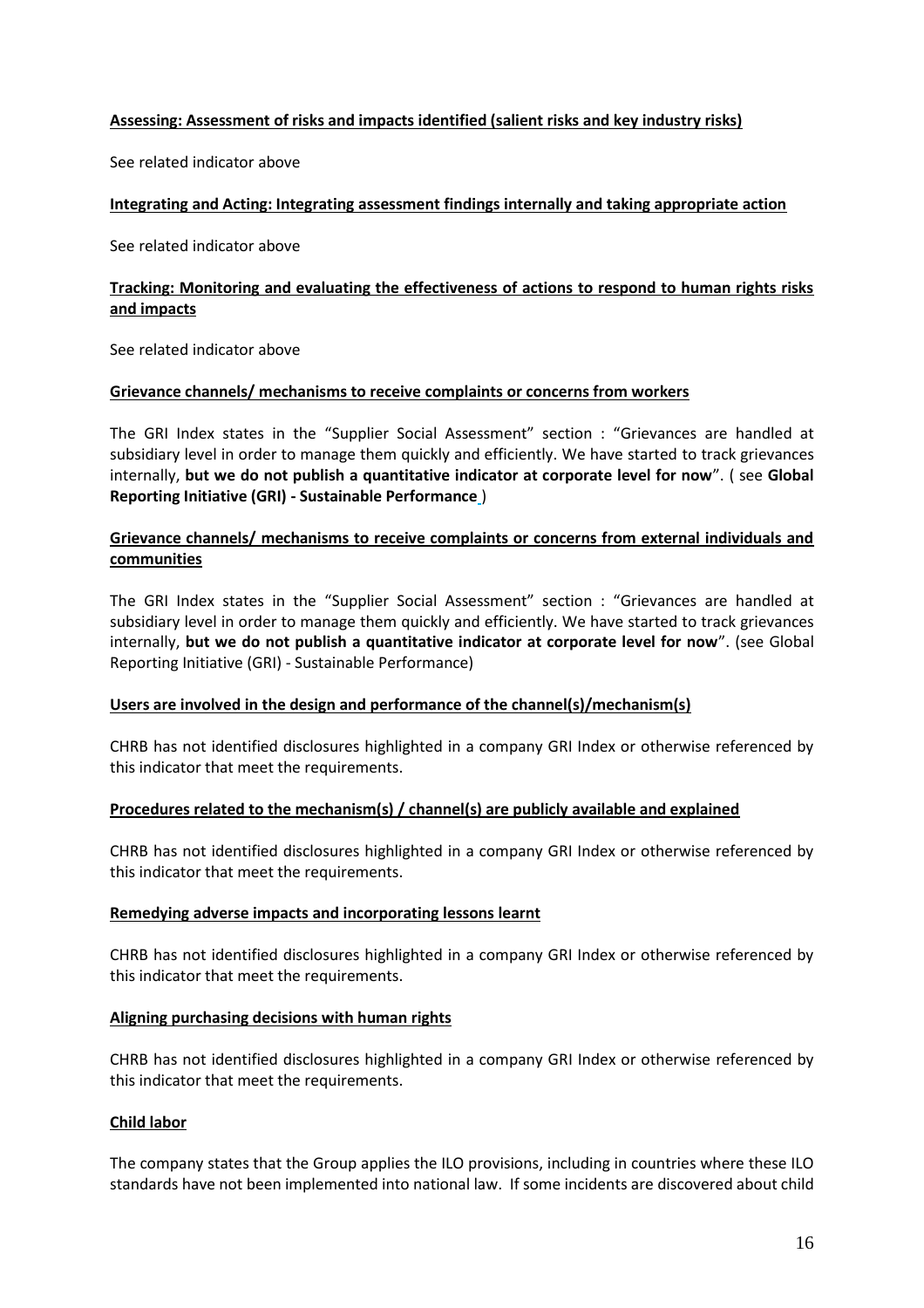**Assessing: Assessment of risks and impacts identified (salient risks and key industry risks)**

See related indicator above

**Integrating and Acting: Integrating assessment findings internally and taking appropriate action**

See related indicator above

**Tracking: Monitoring and evaluating the effectiveness of actions to respond to human rights risks and impacts**

See related indicator above

**Grievance channels/ mechanisms to receive complaints or concerns from workers**

The GRI Index states in the "Supplier Social Assessment" section : "Grievances are handled at subsidiary level in order to manage them quickly and efficiently. We have started to track grievances internally, **but we do not publish a quantitative indicator at corporate level for now**". ( see **Global Reporting Initiative (GRI) - Sustainable Performance** )

**Grievance channels/ mechanisms to receive complaints or concerns from external individuals and communities**

The GRI Index states in the "Supplier Social Assessment" section : "Grievances are handled at subsidiary level in order to manage them quickly and efficiently. We have started to track grievances internally, **but we do not publish a quantitative indicator at corporate level for now**". (see Global Reporting Initiative (GRI) - Sustainable Performance)

**Users are involved in the design and performance of the channel(s)/mechanism(s)**

CHRB has not identified disclosures highlighted in a company GRI Index or otherwise referenced by this indicator that meet the requirements.

**Procedures related to the mechanism(s) / channel(s) are publicly available and explained**

CHRB has not identified disclosures highlighted in a company GRI Index or otherwise referenced by this indicator that meet the requirements.

**Remedying adverse impacts and incorporating lessons learnt**

CHRB has not identified disclosures highlighted in a company GRI Index or otherwise referenced by this indicator that meet the requirements.

**Aligning purchasing decisions with human rights**

CHRB has not identified disclosures highlighted in a company GRI Index or otherwise referenced by this indicator that meet the requirements.

**Child labor**

The company states that the Group applies the ILO provisions, including in countries where these ILO standards have not been implemented into national law. If some incidents are discovered about child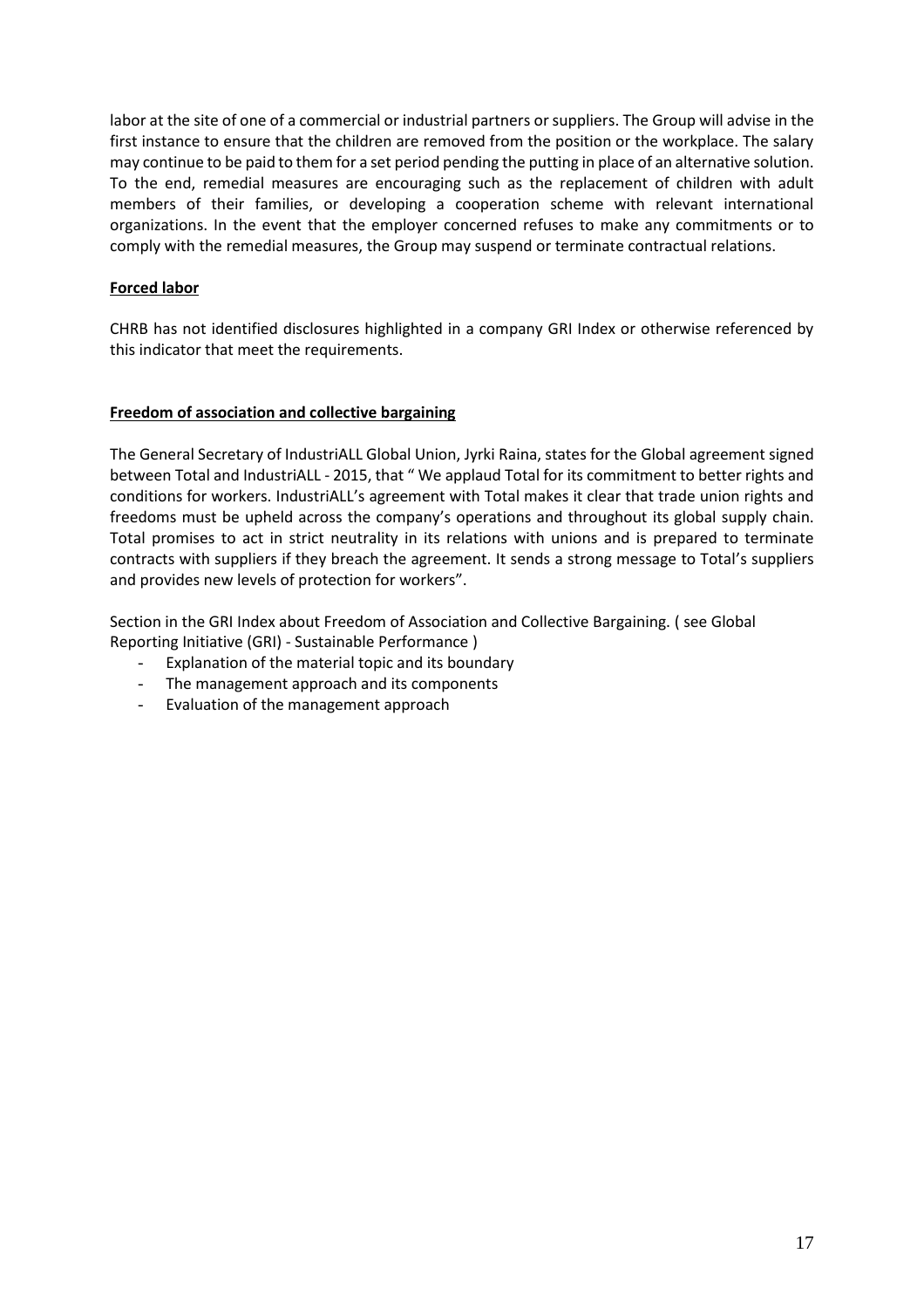labor at the site of one of a commercial or industrial partners or suppliers. The Group will advise in the first instance to ensure that the children are removed from the position or the workplace. The salary may continue to be paid to them for a set period pending the putting in place of an alternative solution. To the end, remedial measures are encouraging such as the replacement of children with adult members of their families, or developing a cooperation scheme with relevant international organizations. In the event that the employer concerned refuses to make any commitments or to comply with the remedial measures, the Group may suspend or terminate contractual relations.

**Forced labor**

CHRB has not identified disclosures highlighted in a company GRI Index or otherwise referenced by this indicator that meet the requirements.

**Freedom of association and collective bargaining**

The General Secretary of IndustriALL Global Union, Jyrki Raina, states for the Global agreement signed between Total and IndustriALL - 2015, that " We applaud Total for its commitment to better rights and conditions for workers. IndustriALL's agreement with Total makes it clear that trade union rights and freedoms must be upheld across the company's operations and throughout its global supply chain. Total promises to act in strict neutrality in its relations with unions and is prepared to terminate contracts with suppliers if they breach the agreement. It sends a strong message to Total's suppliers and provides new levels of protection for workers".

Section in the GRI Index about Freedom of Association and Collective Bargaining. ( see Global Reporting Initiative (GRI) - Sustainable Performance )

- Explanation of the material topic and its boundary
- The management approach and its components
- Evaluation of the management approach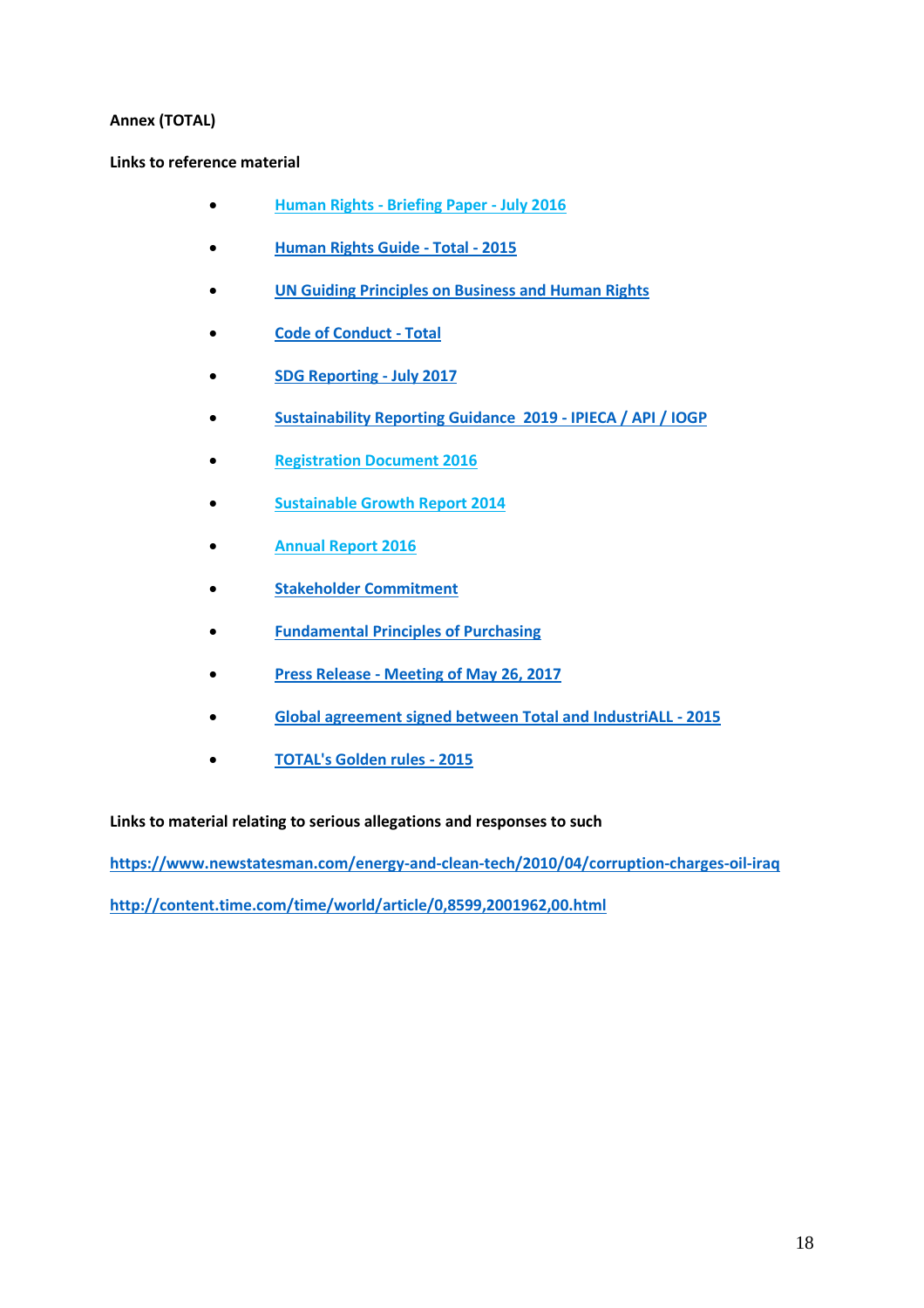**Annex (TOTAL)**

**Links to reference material**

- Human Rights - Briefing Paper - July 2016
- Human Rights Guide - Total - 2015
- UN Guiding Principles on Business and Human Rights
- Code of Conduct - Total
- SDG Reporting - July 2017
- Sustainability Reporting Guidance 2019 - IPIECA / API / IOGP
- Registration Document 2016
- Sustainable Growth Report 2014
- Annual Report 2016
- Stakeholder Commitment
- Fundamental Principles of Purchasing
- Press Release - Meeting of May 26, 2017
- Global agreement signed between Total and IndustriALL - 2015
- TOTAL's Golden rules - 2015

**Links to material relating to serious allegations and responses to such**

https://www.newstatesman.com/energy-and-clean-tech/2010/04/corruption-charges-oil-iraq

http://content.time.com/time/world/article/0,8599,2001962,00.html